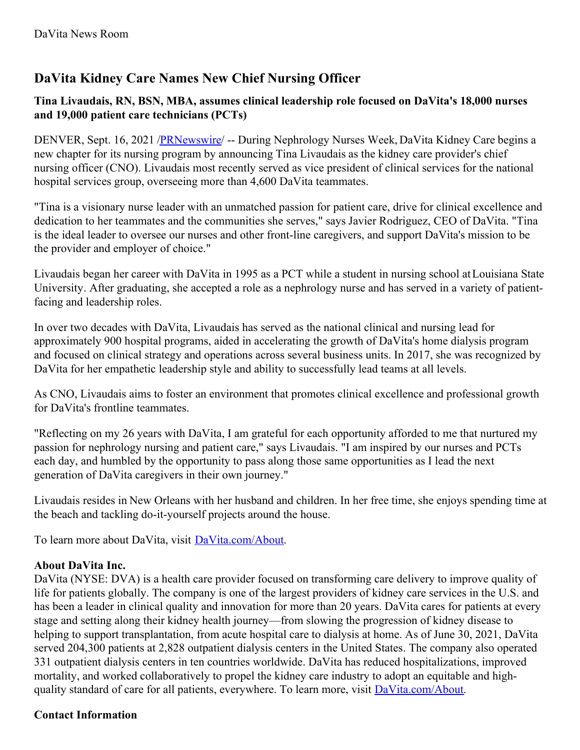DaVita News Room

# DaVita Kidney Care Names New Chief Nursing Officer

### Tina Livaudais, RN, BSN, MBA, assumes clinical leadership role focused on DaVita's 18,000 nurses and 19,000 patient care technicians (PCTs)

DENVER, Sept. 16, 2021 /[PRNewswire](#)/ -- During Nephrology Nurses Week, DaVita Kidney Care begins a new chapter for its nursing program by announcing Tina Livaudais as the kidney care provider's chief nursing officer (CNO). Livaudais most recently served as vice president of clinical services for the national hospital services group, overseeing more than 4,600 DaVita teammates.

"Tina is a visionary nurse leader with an unmatched passion for patient care, drive for clinical excellence and dedication to her teammates and the communities she serves," says Javier Rodriguez, CEO of DaVita. "Tina is the ideal leader to oversee our nurses and other front-line caregivers, and support DaVita's mission to be the provider and employer of choice."

Livaudais began her career with DaVita in 1995 as a PCT while a student in nursing school at Louisiana State University. After graduating, she accepted a role as a nephrology nurse and has served in a variety of patient-facing and leadership roles.

In over two decades with DaVita, Livaudais has served as the national clinical and nursing lead for approximately 900 hospital programs, aided in accelerating the growth of DaVita's home dialysis program and focused on clinical strategy and operations across several business units. In 2017, she was recognized by DaVita for her empathetic leadership style and ability to successfully lead teams at all levels.

As CNO, Livaudais aims to foster an environment that promotes clinical excellence and professional growth for DaVita's frontline teammates.

"Reflecting on my 26 years with DaVita, I am grateful for each opportunity afforded to me that nurtured my passion for nephrology nursing and patient care," says Livaudais. "I am inspired by our nurses and PCTs each day, and humbled by the opportunity to pass along those same opportunities as I lead the next generation of DaVita caregivers in their own journey."

Livaudais resides in New Orleans with her husband and children. In her free time, she enjoys spending time at the beach and tackling do-it-yourself projects around the house.

To learn more about DaVita, visit [DaVita.com/About](#).

**About DaVita Inc.**

DaVita (NYSE: DVA) is a health care provider focused on transforming care delivery to improve quality of life for patients globally. The company is one of the largest providers of kidney care services in the U.S. and has been a leader in clinical quality and innovation for more than 20 years. DaVita cares for patients at every stage and setting along their kidney health journey—from slowing the progression of kidney disease to helping to support transplantation, from acute hospital care to dialysis at home. As of June 30, 2021, DaVita served 204,300 patients at 2,828 outpatient dialysis centers in the United States. The company also operated 331 outpatient dialysis centers in ten countries worldwide. DaVita has reduced hospitalizations, improved mortality, and worked collaboratively to propel the kidney care industry to adopt an equitable and high-quality standard of care for all patients, everywhere. To learn more, visit [DaVita.com/About](#).

**Contact Information**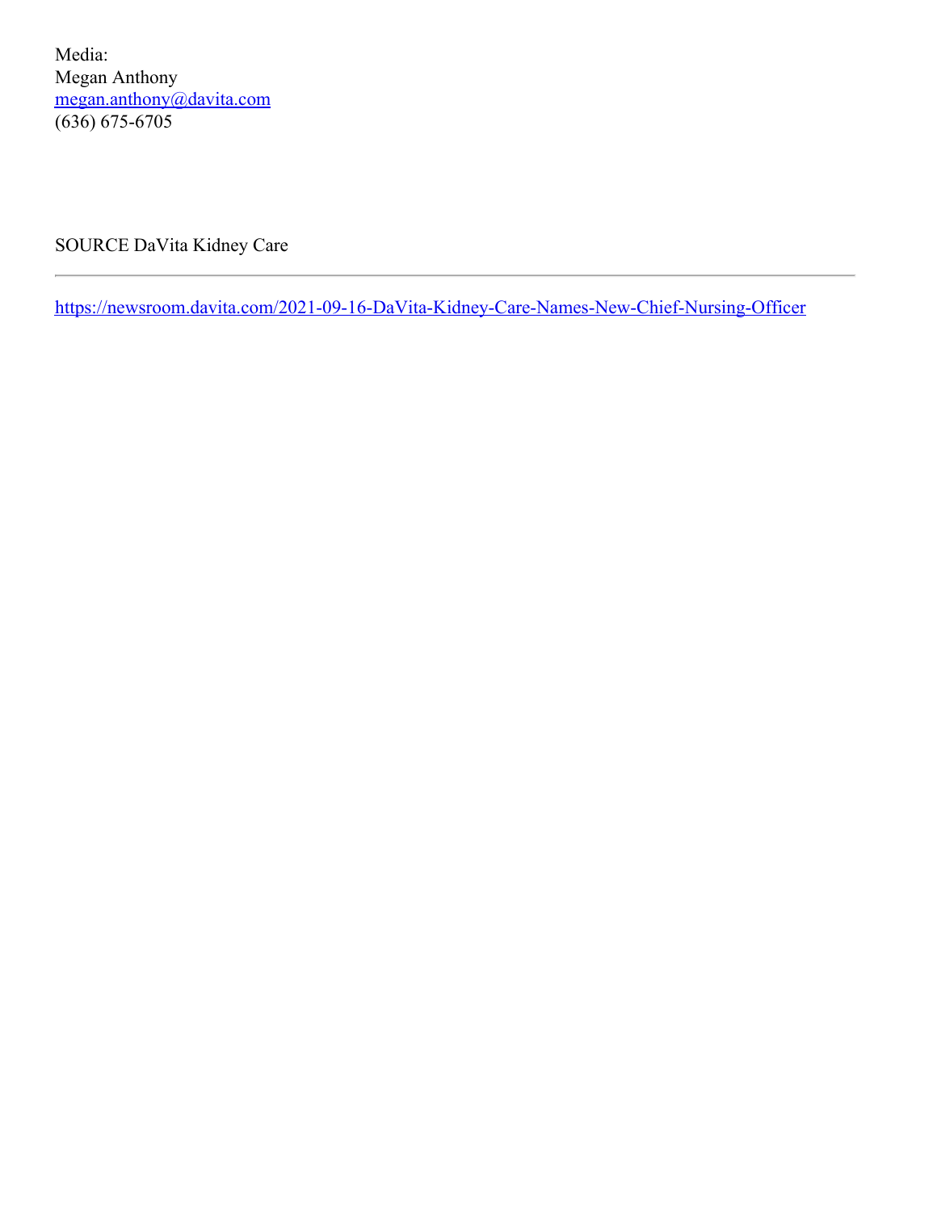Media:
Megan Anthony
megan.anthony@davita.com
(636) 675-6705

SOURCE DaVita Kidney Care

---

https://newsroom.davita.com/2021-09-16-DaVita-Kidney-Care-Names-New-Chief-Nursing-Officer